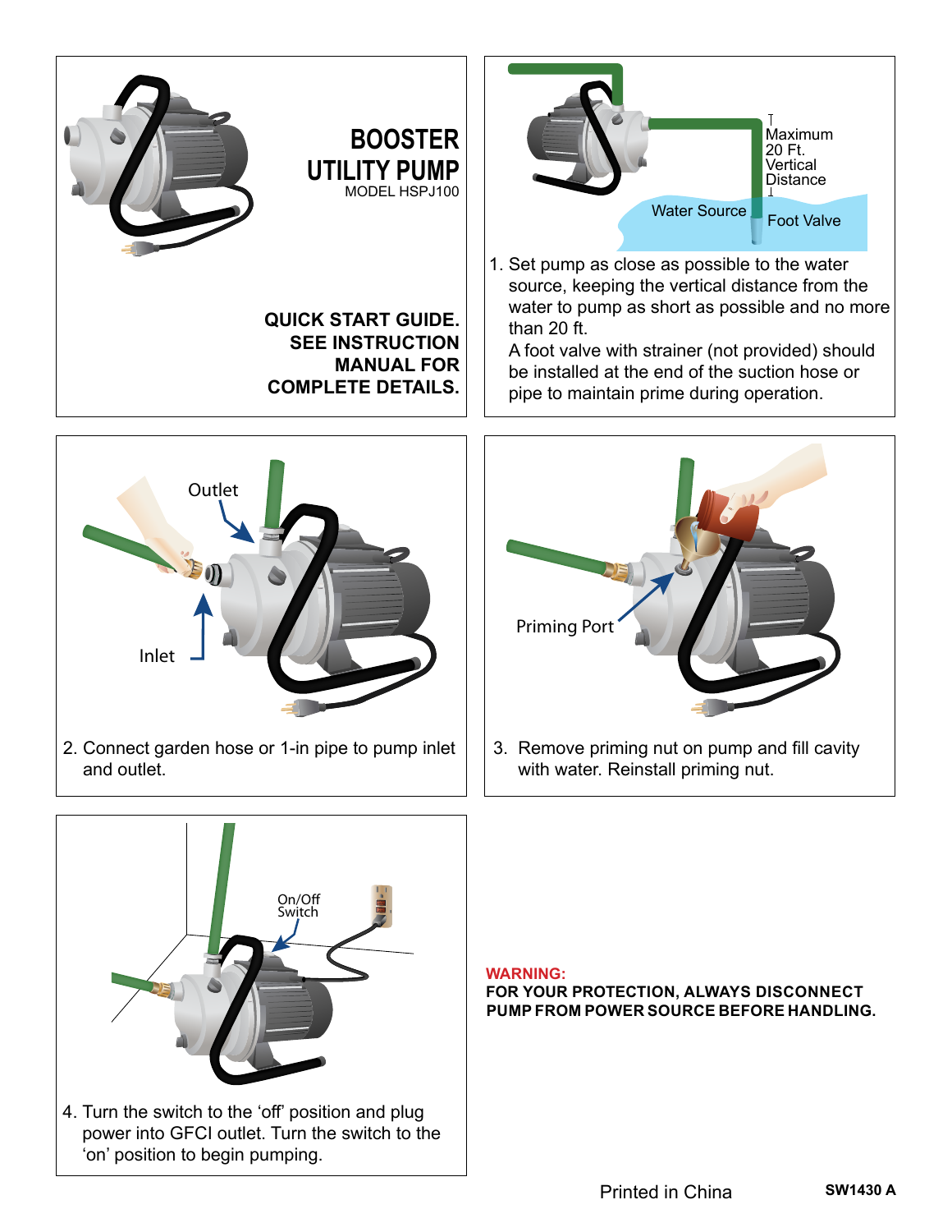# BOOSTER UTILITY PUMP

MODEL HSPJ100

**QUICK START GUIDE. SEE INSTRUCTION MANUAL FOR COMPLETE DETAILS.**

Maximum 20 Ft. Vertical Distance

Water Source

Foot Valve

1. Set pump as close as possible to the water source, keeping the vertical distance from the water to pump as short as possible and no more than 20 ft.
   A foot valve with strainer (not provided) should be installed at the end of the suction hose or pipe to maintain prime during operation.

Outlet

Inlet

2. Connect garden hose or 1-in pipe to pump inlet and outlet.

Priming Port

3. Remove priming nut on pump and fill cavity with water. Reinstall priming nut.

On/Off Switch

4. Turn the switch to the 'off' position and plug power into GFCI outlet. Turn the switch to the 'on' position to begin pumping.

**WARNING:**
**FOR YOUR PROTECTION, ALWAYS DISCONNECT PUMP FROM POWER SOURCE BEFORE HANDLING.**

Printed in China

**SW1430 A**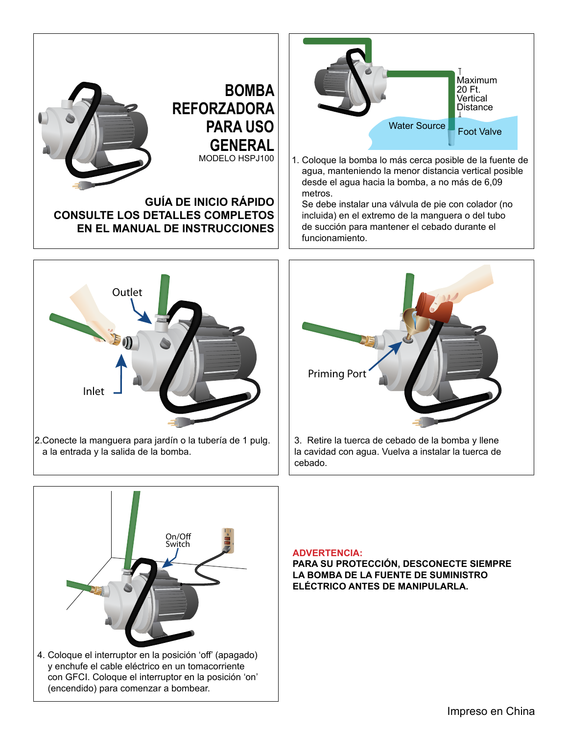# BOMBA REFORZADORA PARA USO GENERAL

MODELO HSPJ100

**GUÍA DE INICIO RÁPIDO**
**CONSULTE LOS DETALLES COMPLETOS EN EL MANUAL DE INSTRUCCIONES**

Maximum 20 Ft. Vertical Distance

Water Source

Foot Valve

1. Coloque la bomba lo más cerca posible de la fuente de agua, manteniendo la menor distancia vertical posible desde el agua hacia la bomba, a no más de 6,09 metros.
   Se debe instalar una válvula de pie con colador (no incluida) en el extremo de la manguera o del tubo de succión para mantener el cebado durante el funcionamiento.

Outlet

Inlet

2. Conecte la manguera para jardín o la tubería de 1 pulg. a la entrada y la salida de la bomba.

Priming Port

3. Retire la tuerca de cebado de la bomba y llene la cavidad con agua. Vuelva a instalar la tuerca de cebado.

On/Off Switch

4. Coloque el interruptor en la posición 'off' (apagado) y enchufe el cable eléctrico en un tomacorriente con GFCI. Coloque el interruptor en la posición 'on' (encendido) para comenzar a bombear.

**ADVERTENCIA:**
**PARA SU PROTECCIÓN, DESCONECTE SIEMPRE LA BOMBA DE LA FUENTE DE SUMINISTRO ELÉCTRICO ANTES DE MANIPULARLA.**

Impreso en China